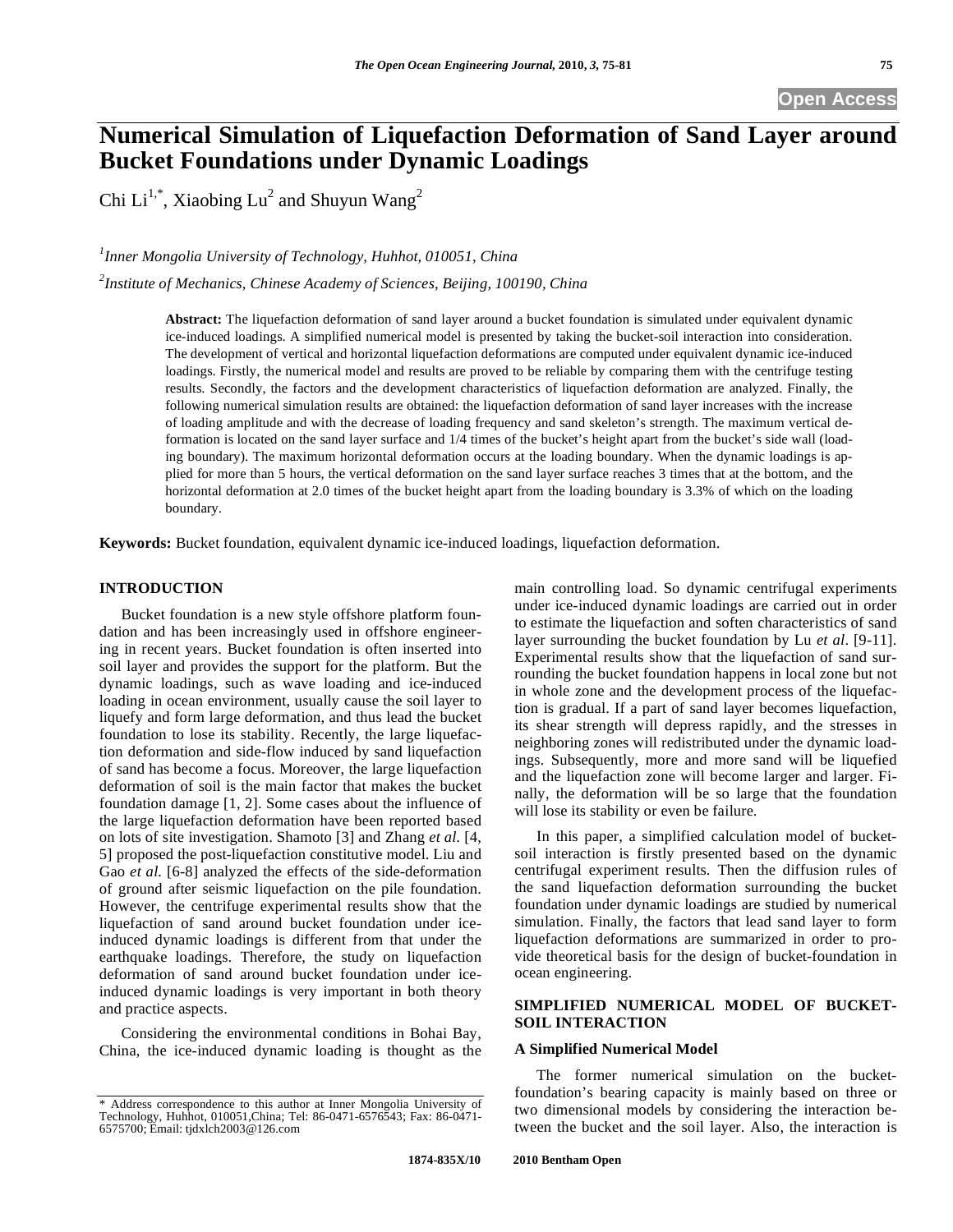# Numerical Simulation of Liquefaction Deformation of Sand Layer around Bucket Foundations under Dynamic Loadings

Chi Li[1,*], Xiaobing Lu[2] and Shuyun Wang[2]

[1] *Inner Mongolia University of Technology, Huhhot, 010051, China*

[2] *Institute of Mechanics, Chinese Academy of Sciences, Beijing, 100190, China*

**Abstract:** The liquefaction deformation of sand layer around a bucket foundation is simulated under equivalent dynamic ice-induced loadings. A simplified numerical model is presented by taking the bucket-soil interaction into consideration. The development of vertical and horizontal liquefaction deformations are computed under equivalent dynamic ice-induced loadings. Firstly, the numerical model and results are proved to be reliable by comparing them with the centrifuge testing results. Secondly, the factors and the development characteristics of liquefaction deformation are analyzed. Finally, the following numerical simulation results are obtained: the liquefaction deformation of sand layer increases with the increase of loading amplitude and with the decrease of loading frequency and sand skeleton's strength. The maximum vertical deformation is located on the sand layer surface and 1/4 times of the bucket's height apart from the bucket's side wall (loading boundary). The maximum horizontal deformation occurs at the loading boundary. When the dynamic loadings is applied for more than 5 hours, the vertical deformation on the sand layer surface reaches 3 times that at the bottom, and the horizontal deformation at 2.0 times of the bucket height apart from the loading boundary is 3.3% of which on the loading boundary.

**Keywords:** Bucket foundation, equivalent dynamic ice-induced loadings, liquefaction deformation.

## INTRODUCTION

Bucket foundation is a new style offshore platform foundation and has been increasingly used in offshore engineering in recent years. Bucket foundation is often inserted into soil layer and provides the support for the platform. But the dynamic loadings, such as wave loading and ice-induced loading in ocean environment, usually cause the soil layer to liquefy and form large deformation, and thus lead the bucket foundation to lose its stability. Recently, the large liquefaction deformation and side-flow induced by sand liquefaction of sand has become a focus. Moreover, the large liquefaction deformation of soil is the main factor that makes the bucket foundation damage [1, 2]. Some cases about the influence of the large liquefaction deformation have been reported based on lots of site investigation. Shamoto [3] and Zhang *et al.* [4, 5] proposed the post-liquefaction constitutive model. Liu and Gao *et al.* [6-8] analyzed the effects of the side-deformation of ground after seismic liquefaction on the pile foundation. However, the centrifuge experimental results show that the liquefaction of sand around bucket foundation under ice-induced dynamic loadings is different from that under the earthquake loadings. Therefore, the study on liquefaction deformation of sand around bucket foundation under ice-induced dynamic loadings is very important in both theory and practice aspects.

Considering the environmental conditions in Bohai Bay, China, the ice-induced dynamic loading is thought as the main controlling load. So dynamic centrifugal experiments under ice-induced dynamic loadings are carried out in order to estimate the liquefaction and soften characteristics of sand layer surrounding the bucket foundation by Lu *et al*. [9-11]. Experimental results show that the liquefaction of sand surrounding the bucket foundation happens in local zone but not in whole zone and the development process of the liquefaction is gradual. If a part of sand layer becomes liquefaction, its shear strength will depress rapidly, and the stresses in neighboring zones will redistributed under the dynamic loadings. Subsequently, more and more sand will be liquefied and the liquefaction zone will become larger and larger. Finally, the deformation will be so large that the foundation will lose its stability or even be failure.

In this paper, a simplified calculation model of bucket-soil interaction is firstly presented based on the dynamic centrifugal experiment results. Then the diffusion rules of the sand liquefaction deformation surrounding the bucket foundation under dynamic loadings are studied by numerical simulation. Finally, the factors that lead sand layer to form liquefaction deformations are summarized in order to provide theoretical basis for the design of bucket-foundation in ocean engineering.

## SIMPLIFIED NUMERICAL MODEL OF BUCKET-SOIL INTERACTION

### A Simplified Numerical Model

The former numerical simulation on the bucket-foundation's bearing capacity is mainly based on three or two dimensional models by considering the interaction between the bucket and the soil layer. Also, the interaction is

\* Address correspondence to this author at Inner Mongolia University of Technology, Huhhot, 010051,China; Tel: 86-0471-6576543; Fax: 86-0471-6575700; Email: tjdxlch2003@126.com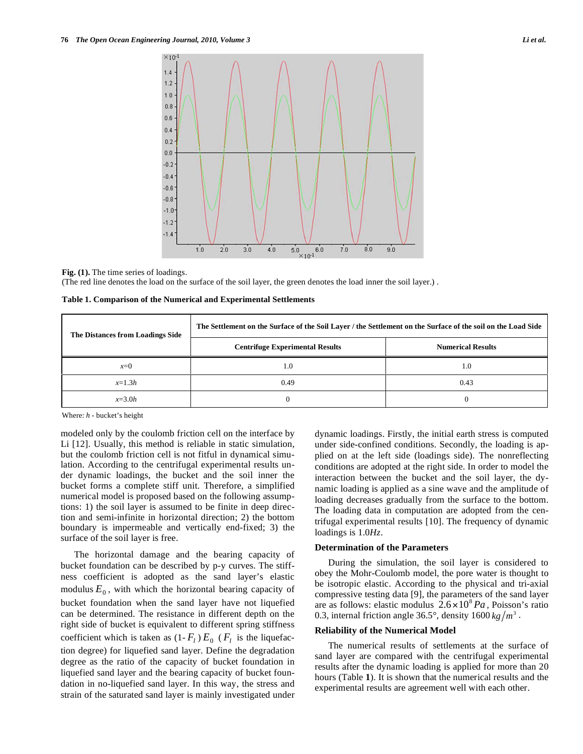**Fig. (1).** The time series of loadings.
(The red line denotes the load on the surface of the soil layer, the green denotes the load inner the soil layer.) .

**Table 1. Comparison of the Numerical and Experimental Settlements**

| The Distances from Loadings Side | The Settlement on the Surface of the Soil Layer / the Settlement on the Surface of the soil on the Load Side | |
|---|---|---|
| | Centrifuge Experimental Results | Numerical Results |
| $x$=0 | 1.0 | 1.0 |
| $x$=1.3$h$ | 0.49 | 0.43 |
| $x$=3.0$h$ | 0 | 0 |

Where: $h$ - bucket's height

modeled only by the coulomb friction cell on the interface by Li [12]. Usually, this method is reliable in static simulation, but the coulomb friction cell is not fitful in dynamical simulation. According to the centrifugal experimental results under dynamic loadings, the bucket and the soil inner the bucket forms a complete stiff unit. Therefore, a simplified numerical model is proposed based on the following assumptions: 1) the soil layer is assumed to be finite in deep direction and semi-infinite in horizontal direction; 2) the bottom boundary is impermeable and vertically end-fixed; 3) the surface of the soil layer is free.

The horizontal damage and the bearing capacity of bucket foundation can be described by p-y curves. The stiffness coefficient is adopted as the sand layer's elastic modulus $E_0$, with which the horizontal bearing capacity of bucket foundation when the sand layer have not liquefied can be determined. The resistance in different depth on the right side of bucket is equivalent to different spring stiffness coefficient which is taken as (1-$F_l$)$E_0$ ($F_l$ is the liquefaction degree) for liquefied sand layer. Define the degradation degree as the ratio of the capacity of bucket foundation in liquefied sand layer and the bearing capacity of bucket foundation in no-liquefied sand layer. In this way, the stress and strain of the saturated sand layer is mainly investigated under dynamic loadings. Firstly, the initial earth stress is computed under side-confined conditions. Secondly, the loading is applied on at the left side (loadings side). The nonreflecting conditions are adopted at the right side. In order to model the interaction between the bucket and the soil layer, the dynamic loading is applied as a sine wave and the amplitude of loading decreases gradually from the surface to the bottom. The loading data in computation are adopted from the centrifugal experimental results [10]. The frequency of dynamic loadings is 1.0$Hz$.

### Determination of the Parameters

During the simulation, the soil layer is considered to obey the Mohr-Coulomb model, the pore water is thought to be isotropic elastic. According to the physical and tri-axial compressive testing data [9], the parameters of the sand layer are as follows: elastic modulus $2.6\times10^{8}\,Pa$, Poisson's ratio 0.3, internal friction angle 36.5°, density 1600 $kg/m^{3}$.

### Reliability of the Numerical Model

The numerical results of settlements at the surface of sand layer are compared with the centrifugal experimental results after the dynamic loading is applied for more than 20 hours (Table **1**). It is shown that the numerical results and the experimental results are agreement well with each other.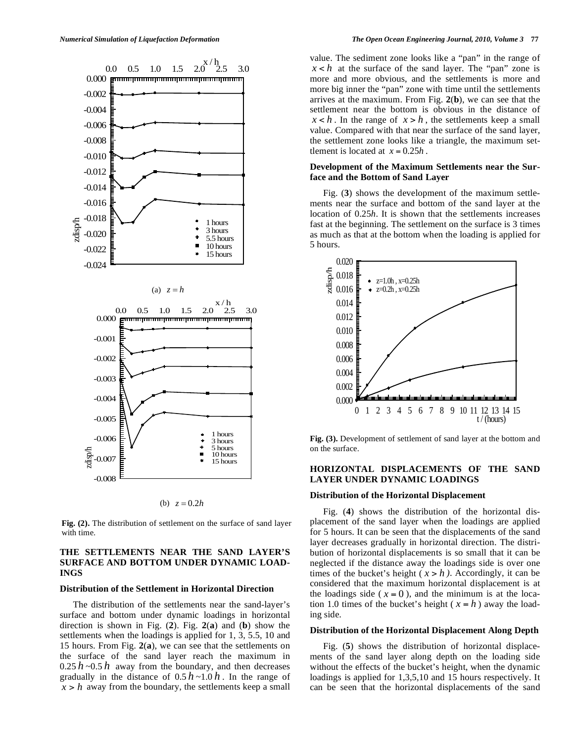Fig. (2). The distribution of settlement on the surface of sand layer with time.

(a) $z = h$

(b) $z = 0.2h$

## THE SETTLEMENTS NEAR THE SAND LAYER'S SURFACE AND BOTTOM UNDER DYNAMIC LOADINGS

### Distribution of the Settlement in Horizontal Direction

The distribution of the settlements near the sand-layer's surface and bottom under dynamic loadings in horizontal direction is shown in Fig. (**2**). Fig. **2**(**a**) and (**b**) show the settlements when the loadings is applied for 1, 3, 5.5, 10 and 15 hours. From Fig. **2**(**a**), we can see that the settlements on the surface of the sand layer reach the maximum in $0.25\,h$~$0.5\,h$ away from the boundary, and then decreases gradually in the distance of $0.5\,h$~$1.0\,h$. In the range of $x > h$ away from the boundary, the settlements keep a small value. The sediment zone looks like a "pan" in the range of $x < h$ at the surface of the sand layer. The "pan" zone is more and more obvious, and the settlements is more and more big inner the "pan" zone with time until the settlements arrives at the maximum. From Fig. **2**(**b**), we can see that the settlement near the bottom is obvious in the distance of $x < h$. In the range of $x > h$, the settlements keep a small value. Compared with that near the surface of the sand layer, the settlement zone looks like a triangle, the maximum settlement is located at $x = 0.25h$.

### Development of the Maximum Settlements near the Surface and the Bottom of Sand Layer

Fig. (**3**) shows the development of the maximum settlements near the surface and bottom of the sand layer at the location of 0.25*h*. It is shown that the settlements increases fast at the beginning. The settlement on the surface is 3 times as much as that at the bottom when the loading is applied for 5 hours.

Fig. (3). Development of settlement of sand layer at the bottom and on the surface.

## HORIZONTAL DISPLACEMENTS OF THE SAND LAYER UNDER DYNAMIC LOADINGS

### Distribution of the Horizontal Displacement

Fig. (**4**) shows the distribution of the horizontal displacement of the sand layer when the loadings are applied for 5 hours. It can be seen that the displacements of the sand layer decreases gradually in horizontal direction. The distribution of horizontal displacements is so small that it can be neglected if the distance away the loadings side is over one times of the bucket's height ( $x > h$ ). Accordingly, it can be considered that the maximum horizontal displacement is at the loadings side ( $x = 0$ ), and the minimum is at the location 1.0 times of the bucket's height ( $x = h$ ) away the loading side.

### Distribution of the Horizontal Displacement Along Depth

Fig. (**5**) shows the distribution of horizontal displacements of the sand layer along depth on the loading side without the effects of the bucket's height, when the dynamic loadings is applied for 1,3,5,10 and 15 hours respectively. It can be seen that the horizontal displacements of the sand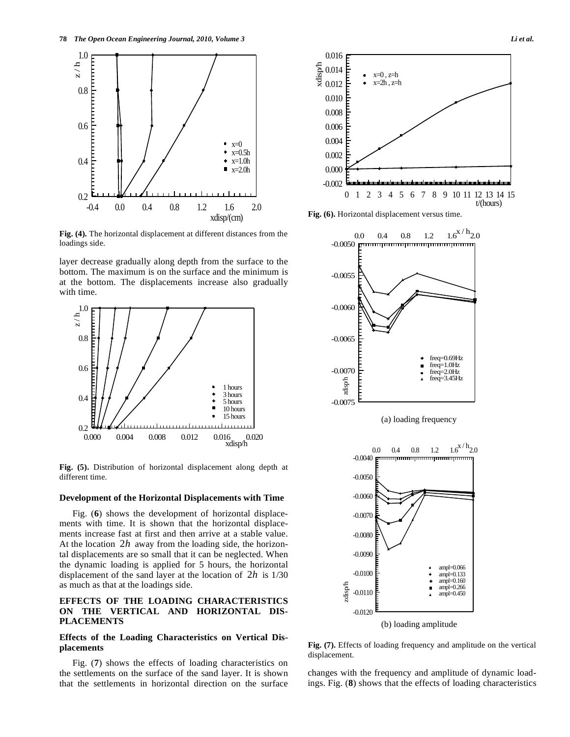Fig. (4). The horizontal displacement at different distances from the loadings side.

layer decrease gradually along depth from the surface to the bottom. The maximum is on the surface and the minimum is at the bottom. The displacements increase also gradually with time.

Fig. (5). Distribution of horizontal displacement along depth at different time.

### Development of the Horizontal Displacements with Time

Fig. (**6**) shows the development of horizontal displacements with time. It is shown that the horizontal displacements increase fast at first and then arrive at a stable value. At the location $2h$ away from the loading side, the horizontal displacements are so small that it can be neglected. When the dynamic loading is applied for 5 hours, the horizontal displacement of the sand layer at the location of $2h$ is 1/30 as much as that at the loadings side.

## EFFECTS OF THE LOADING CHARACTERISTICS ON THE VERTICAL AND HORIZONTAL DISPLACEMENTS

### Effects of the Loading Characteristics on Vertical Displacements

Fig. (**7**) shows the effects of loading characteristics on the settlements on the surface of the sand layer. It is shown that the settlements in horizontal direction on the surface changes with the frequency and amplitude of dynamic loadings. Fig. (**8**) shows that the effects of loading characteristics

Fig. (6). Horizontal displacement versus time.

(a) loading frequency

(b) loading amplitude

Fig. (7). Effects of loading frequency and amplitude on the vertical displacement.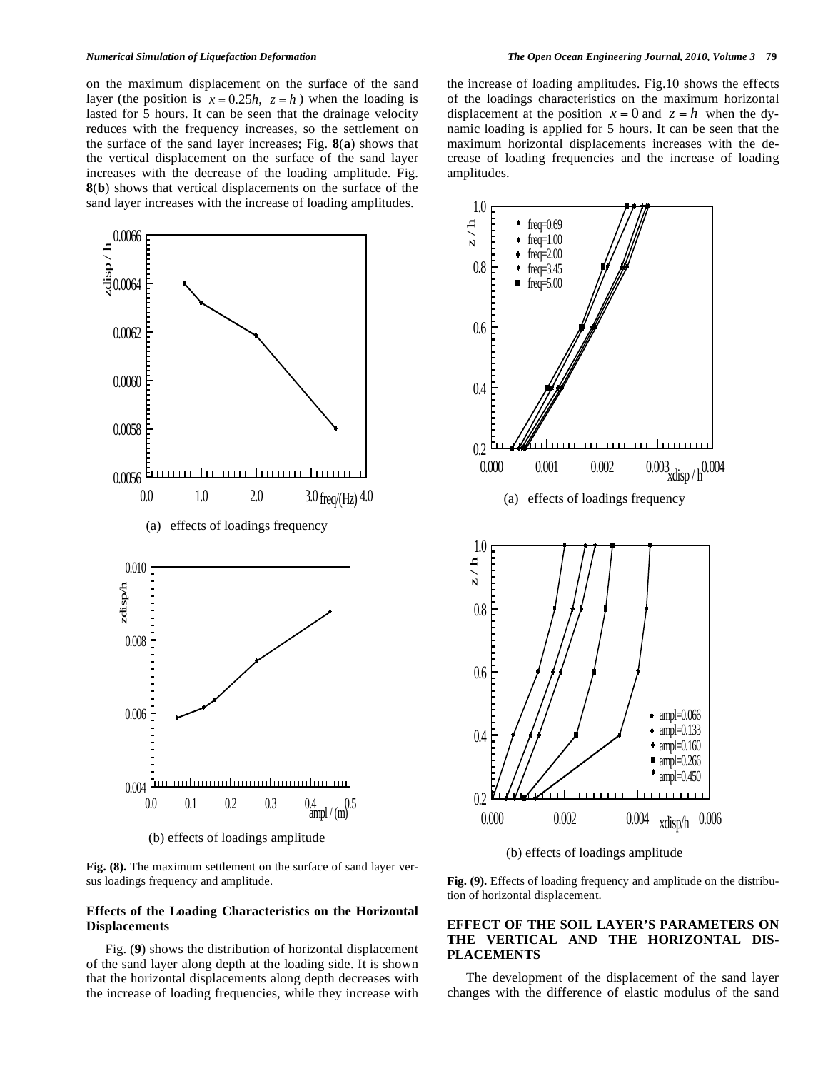on the maximum displacement on the surface of the sand layer (the position is $x = 0.25h$, $z = h$) when the loading is lasted for 5 hours. It can be seen that the drainage velocity reduces with the frequency increases, so the settlement on the surface of the sand layer increases; Fig. **8(a)** shows that the vertical displacement on the surface of the sand layer increases with the decrease of the loading amplitude. Fig. **8(b)** shows that vertical displacements on the surface of the sand layer increases with the increase of loading amplitudes.

(a) effects of loadings frequency

(b) effects of loadings amplitude

**Fig. (8).** The maximum settlement on the surface of sand layer versus loadings frequency and amplitude.

### Effects of the Loading Characteristics on the Horizontal Displacements

Fig. (**9**) shows the distribution of horizontal displacement of the sand layer along depth at the loading side. It is shown that the horizontal displacements along depth decreases with the increase of loading frequencies, while they increase with the increase of loading amplitudes. Fig.10 shows the effects of the loadings characteristics on the maximum horizontal displacement at the position $x = 0$ and $z = h$ when the dynamic loading is applied for 5 hours. It can be seen that the maximum horizontal displacements increases with the decrease of loading frequencies and the increase of loading amplitudes.

(a) effects of loadings frequency

(b) effects of loadings amplitude

**Fig. (9).** Effects of loading frequency and amplitude on the distribution of horizontal displacement.

## EFFECT OF THE SOIL LAYER'S PARAMETERS ON THE VERTICAL AND THE HORIZONTAL DISPLACEMENTS

The development of the displacement of the sand layer changes with the difference of elastic modulus of the sand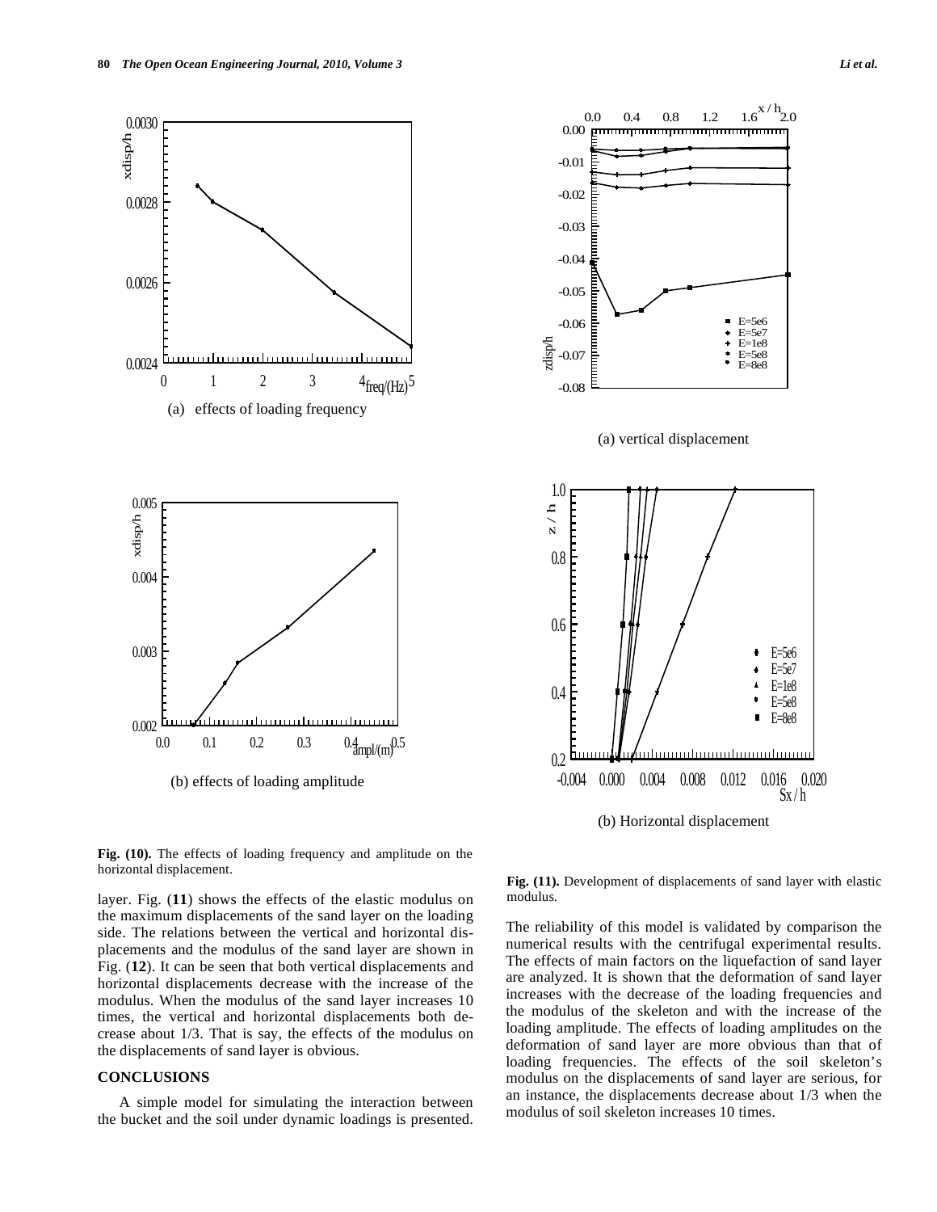(a) effects of loading frequency

(b) effects of loading amplitude

**Fig. (10).** The effects of loading frequency and amplitude on the horizontal displacement.

(a) vertical displacement

(b) Horizontal displacement

**Fig. (11).** Development of displacements of sand layer with elastic modulus.

layer. Fig. (**11**) shows the effects of the elastic modulus on the maximum displacements of the sand layer on the loading side. The relations between the vertical and horizontal displacements and the modulus of the sand layer are shown in Fig. (**12**). It can be seen that both vertical displacements and horizontal displacements decrease with the increase of the modulus. When the modulus of the sand layer increases 10 times, the vertical and horizontal displacements both decrease about 1/3. That is say, the effects of the modulus on the displacements of sand layer is obvious.

## CONCLUSIONS

A simple model for simulating the interaction between the bucket and the soil under dynamic loadings is presented. The reliability of this model is validated by comparison the numerical results with the centrifugal experimental results. The effects of main factors on the liquefaction of sand layer are analyzed. It is shown that the deformation of sand layer increases with the decrease of the loading frequencies and the modulus of the skeleton and with the increase of the loading amplitude. The effects of loading amplitudes on the deformation of sand layer are more obvious than that of loading frequencies. The effects of the soil skeleton's modulus on the displacements of sand layer are serious, for an instance, the displacements decrease about 1/3 when the modulus of soil skeleton increases 10 times.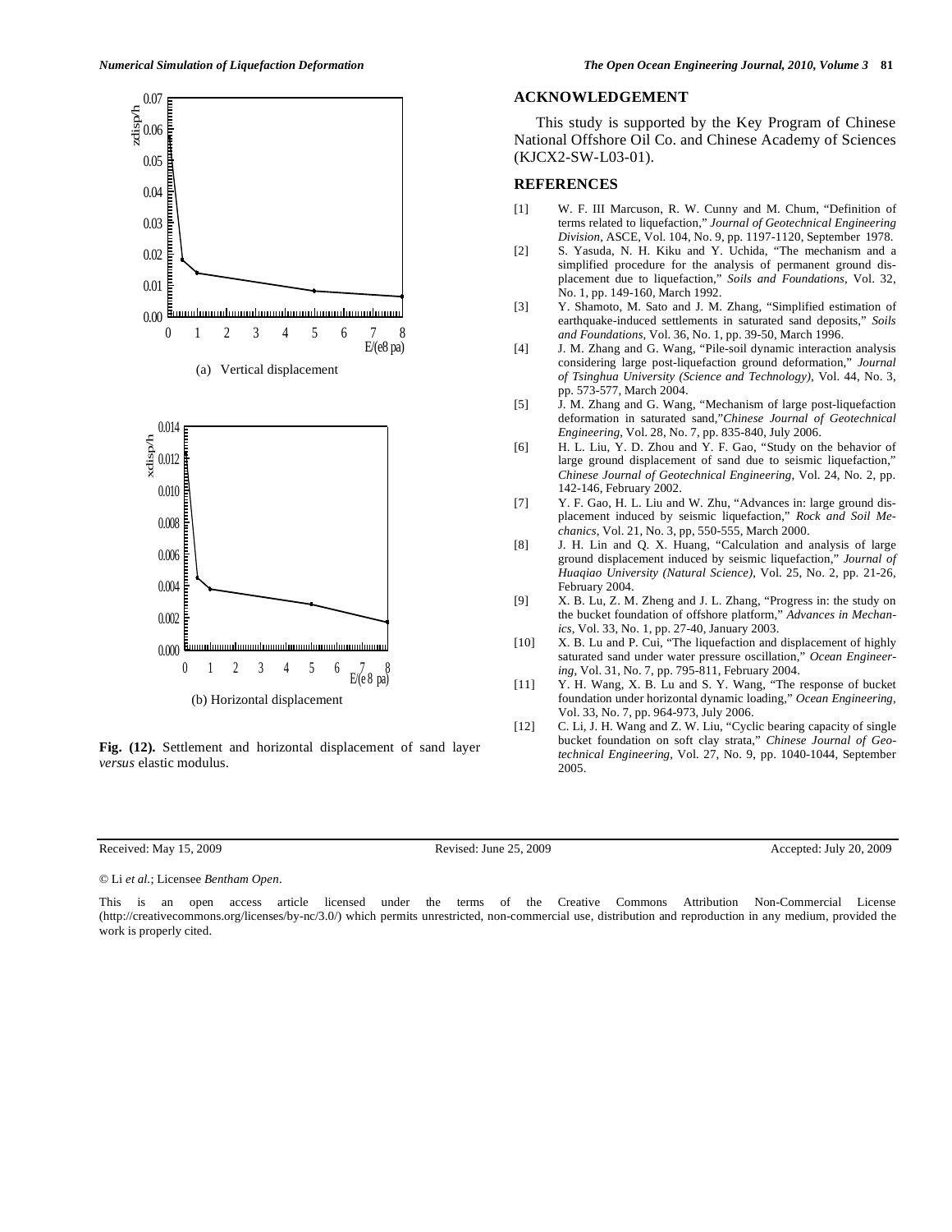zdisp/h

0.07
0.06
0.05
0.04
0.03
0.02
0.01
0.00

0 1 2 3 4 5 6 7 8

E/(e8 pa)

(a) Vertical displacement

xdisp/h

0.014
0.012
0.010
0.008
0.006
0.004
0.002
0.000

0 1 2 3 4 5 6 7 8

E/(e 8 pa)

(b) Horizontal displacement

**Fig. (12).** Settlement and horizontal displacement of sand layer *versus* elastic modulus.

## ACKNOWLEDGEMENT

This study is supported by the Key Program of Chinese National Offshore Oil Co. and Chinese Academy of Sciences (KJCX2-SW-L03-01).

## REFERENCES

[1] W. F. III Marcuson, R. W. Cunny and M. Chum, "Definition of terms related to liquefaction," *Journal of Geotechnical Engineering Division*, ASCE, Vol. 104, No. 9, pp. 1197-1120, September 1978.

[2] S. Yasuda, N. H. Kiku and Y. Uchida, "The mechanism and a simplified procedure for the analysis of permanent ground displacement due to liquefaction," *Soils and Foundations*, Vol. 32, No. 1, pp. 149-160, March 1992.

[3] Y. Shamoto, M. Sato and J. M. Zhang, "Simplified estimation of earthquake-induced settlements in saturated sand deposits," *Soils and Foundations*, Vol. 36, No. 1, pp. 39-50, March 1996.

[4] J. M. Zhang and G. Wang, "Pile-soil dynamic interaction analysis considering large post-liquefaction ground deformation," *Journal of Tsinghua University (Science and Technology)*, Vol. 44, No. 3, pp. 573-577, March 2004.

[5] J. M. Zhang and G. Wang, "Mechanism of large post-liquefaction deformation in saturated sand,"*Chinese Journal of Geotechnical Engineering*, Vol. 28, No. 7, pp. 835-840, July 2006.

[6] H. L. Liu, Y. D. Zhou and Y. F. Gao, "Study on the behavior of large ground displacement of sand due to seismic liquefaction," *Chinese Journal of Geotechnical Engineering*, Vol. 24, No. 2, pp. 142-146, February 2002.

[7] Y. F. Gao, H. L. Liu and W. Zhu, "Advances in: large ground displacement induced by seismic liquefaction," *Rock and Soil Mechanics*, Vol. 21, No. 3, pp, 550-555, March 2000.

[8] J. H. Lin and Q. X. Huang, "Calculation and analysis of large ground displacement induced by seismic liquefaction," *Journal of Huaqiao University (Natural Science)*, Vol. 25, No. 2, pp. 21-26, February 2004.

[9] X. B. Lu, Z. M. Zheng and J. L. Zhang, "Progress in: the study on the bucket foundation of offshore platform," *Advances in Mechanics*, Vol. 33, No. 1, pp. 27-40, January 2003.

[10] X. B. Lu and P. Cui, "The liquefaction and displacement of highly saturated sand under water pressure oscillation," *Ocean Engineering*, Vol. 31, No. 7, pp. 795-811, February 2004.

[11] Y. H. Wang, X. B. Lu and S. Y. Wang, "The response of bucket foundation under horizontal dynamic loading," *Ocean Engineering*, Vol. 33, No. 7, pp. 964-973, July 2006.

[12] C. Li, J. H. Wang and Z. W. Liu, "Cyclic bearing capacity of single bucket foundation on soft clay strata," *Chinese Journal of Geotechnical Engineering*, Vol. 27, No. 9, pp. 1040-1044, September 2005.

Received: May 15, 2009 Revised: June 25, 2009 Accepted: July 20, 2009

© Li *et al.*; Licensee *Bentham Open*.

This is an open access article licensed under the terms of the Creative Commons Attribution Non-Commercial License (http://creativecommons.org/licenses/by-nc/3.0/) which permits unrestricted, non-commercial use, distribution and reproduction in any medium, provided the work is properly cited.